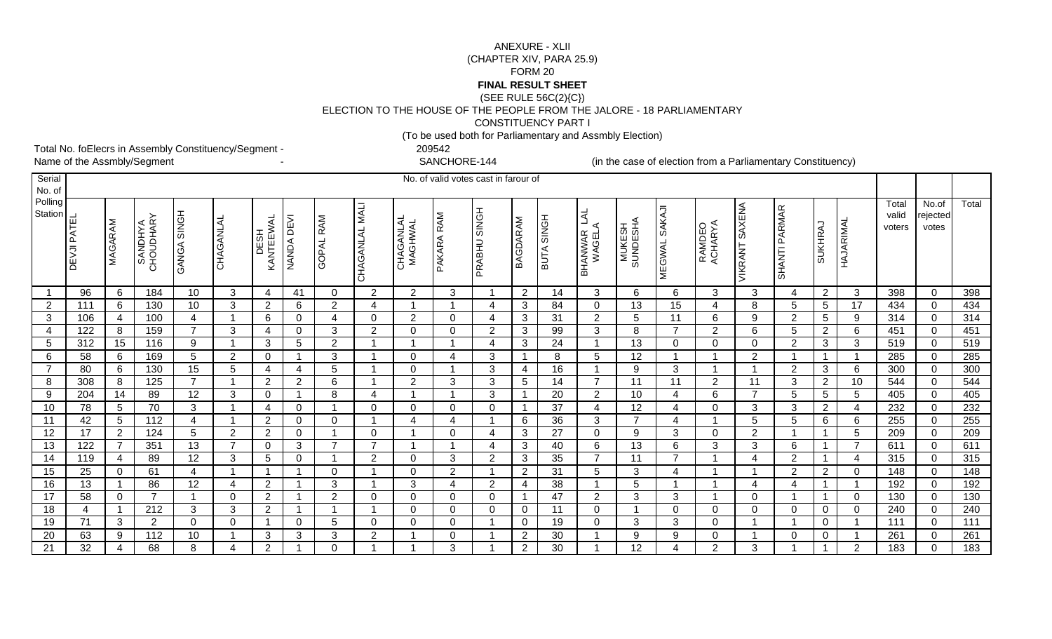ANEXURE - XLII
(CHAPTER XIV, PARA 25.9)
FORM 20

**FINAL RESULT SHEET**

(SEE RULE 56C(2){C})

ELECTION TO THE HOUSE OF THE PEOPLE FROM THE JALORE - 18 PARLIAMENTARY CONSTITUENCY PART I

(To be used both for Parliamentary and Assmbly Election)

Total No. foElecrs in Assembly Constituency/Segment - 209542

Name of the Assmbly/Segment - SANCHORE-144 (in the case of election from a Parliamentary Constituency)

| Serial No. of Polling Station | No. of valid votes cast in farour of | | | | | | | | | | | | | | | | | | | | | | Total valid voters | No.of rejected votes | Total |
|---|---|---|---|---|---|---|---|---|---|---|---|---|---|---|---|---|---|---|---|---|---|---|---|---|---|
| | DEVJI PATEL | MAGARAM | SANDHYA CHOUDHARY | GANGA SINGH | CHAGANLAL | DESH KANTEEWAL | NANDA DEVI | GOPAL RAM | CHAGANLAL MALI | CHAGANLAL MAGHWAL | PAKARA RAM | PRABHU SINGH | BAGDARAM | BUTA SINGH | BHANWAR LAL WAGELA | MUKESH SUNDESHA | MEGWAL SAKAJI | RAMDEO ACHARYA | VIKRANT SAXENA | SHANTI PARMAR | SUKHRAJ | HAJARIMAL | | | |
| 1 | 96 | 6 | 184 | 10 | 3 | 4 | 41 | 0 | 2 | 2 | 3 | 1 | 2 | 14 | 3 | 6 | 6 | 3 | 3 | 4 | 2 | 3 | 398 | 0 | 398 |
| 2 | 111 | 6 | 130 | 10 | 3 | 2 | 6 | 2 | 4 | 1 | 1 | 4 | 3 | 84 | 0 | 13 | 15 | 4 | 8 | 5 | 5 | 17 | 434 | 0 | 434 |
| 3 | 106 | 4 | 100 | 4 | 1 | 6 | 0 | 4 | 0 | 2 | 0 | 4 | 3 | 31 | 2 | 5 | 11 | 6 | 9 | 2 | 5 | 9 | 314 | 0 | 314 |
| 4 | 122 | 8 | 159 | 7 | 3 | 4 | 0 | 3 | 2 | 0 | 0 | 2 | 3 | 99 | 3 | 8 | 7 | 2 | 6 | 5 | 2 | 6 | 451 | 0 | 451 |
| 5 | 312 | 15 | 116 | 9 | 1 | 3 | 5 | 2 | 1 | 1 | 1 | 4 | 3 | 24 | 1 | 13 | 0 | 0 | 0 | 2 | 3 | 3 | 519 | 0 | 519 |
| 6 | 58 | 6 | 169 | 5 | 2 | 0 | 1 | 3 | 1 | 0 | 4 | 3 | 1 | 8 | 5 | 12 | 1 | 1 | 2 | 1 | 1 | 1 | 285 | 0 | 285 |
| 7 | 80 | 6 | 130 | 15 | 5 | 4 | 4 | 5 | 1 | 0 | 1 | 3 | 4 | 16 | 1 | 9 | 3 | 1 | 1 | 2 | 3 | 6 | 300 | 0 | 300 |
| 8 | 308 | 8 | 125 | 7 | 1 | 2 | 2 | 6 | 1 | 2 | 3 | 3 | 5 | 14 | 7 | 11 | 11 | 2 | 11 | 3 | 2 | 10 | 544 | 0 | 544 |
| 9 | 204 | 14 | 89 | 12 | 3 | 0 | 1 | 8 | 4 | 1 | 1 | 3 | 1 | 20 | 2 | 10 | 4 | 6 | 7 | 5 | 5 | 5 | 405 | 0 | 405 |
| 10 | 78 | 5 | 70 | 3 | 1 | 4 | 0 | 1 | 0 | 0 | 0 | 0 | 1 | 37 | 4 | 12 | 4 | 0 | 3 | 3 | 2 | 4 | 232 | 0 | 232 |
| 11 | 42 | 5 | 112 | 4 | 1 | 2 | 0 | 0 | 1 | 4 | 4 | 1 | 6 | 36 | 3 | 7 | 4 | 1 | 5 | 5 | 6 | 6 | 255 | 0 | 255 |
| 12 | 17 | 2 | 124 | 5 | 2 | 2 | 0 | 1 | 0 | 1 | 0 | 4 | 3 | 27 | 0 | 9 | 3 | 0 | 2 | 1 | 1 | 5 | 209 | 0 | 209 |
| 13 | 122 | 7 | 351 | 13 | 7 | 0 | 3 | 7 | 7 | 1 | 1 | 4 | 3 | 40 | 6 | 13 | 6 | 3 | 3 | 6 | 1 | 7 | 611 | 0 | 611 |
| 14 | 119 | 4 | 89 | 12 | 3 | 5 | 0 | 1 | 2 | 0 | 3 | 2 | 3 | 35 | 7 | 11 | 7 | 1 | 4 | 2 | 1 | 4 | 315 | 0 | 315 |
| 15 | 25 | 0 | 61 | 4 | 1 | 1 | 1 | 0 | 1 | 0 | 2 | 1 | 2 | 31 | 5 | 3 | 4 | 1 | 1 | 2 | 2 | 0 | 148 | 0 | 148 |
| 16 | 13 | 1 | 86 | 12 | 4 | 2 | 1 | 3 | 1 | 3 | 4 | 2 | 4 | 38 | 1 | 5 | 1 | 1 | 4 | 4 | 1 | 1 | 192 | 0 | 192 |
| 17 | 58 | 0 | 7 | 1 | 0 | 2 | 1 | 2 | 0 | 0 | 0 | 0 | 1 | 47 | 2 | 3 | 3 | 1 | 0 | 1 | 1 | 0 | 130 | 0 | 130 |
| 18 | 4 | 1 | 212 | 3 | 3 | 2 | 1 | 1 | 1 | 0 | 0 | 0 | 0 | 11 | 0 | 1 | 0 | 0 | 0 | 0 | 0 | 0 | 240 | 0 | 240 |
| 19 | 71 | 3 | 2 | 0 | 0 | 1 | 0 | 5 | 0 | 0 | 0 | 1 | 0 | 19 | 0 | 3 | 3 | 0 | 1 | 1 | 0 | 1 | 111 | 0 | 111 |
| 20 | 63 | 9 | 112 | 10 | 1 | 3 | 3 | 3 | 2 | 1 | 0 | 1 | 2 | 30 | 1 | 9 | 9 | 0 | 1 | 0 | 0 | 1 | 261 | 0 | 261 |
| 21 | 32 | 4 | 68 | 8 | 4 | 2 | 1 | 0 | 1 | 1 | 3 | 1 | 2 | 30 | 1 | 12 | 4 | 2 | 3 | 1 | 1 | 2 | 183 | 0 | 183 |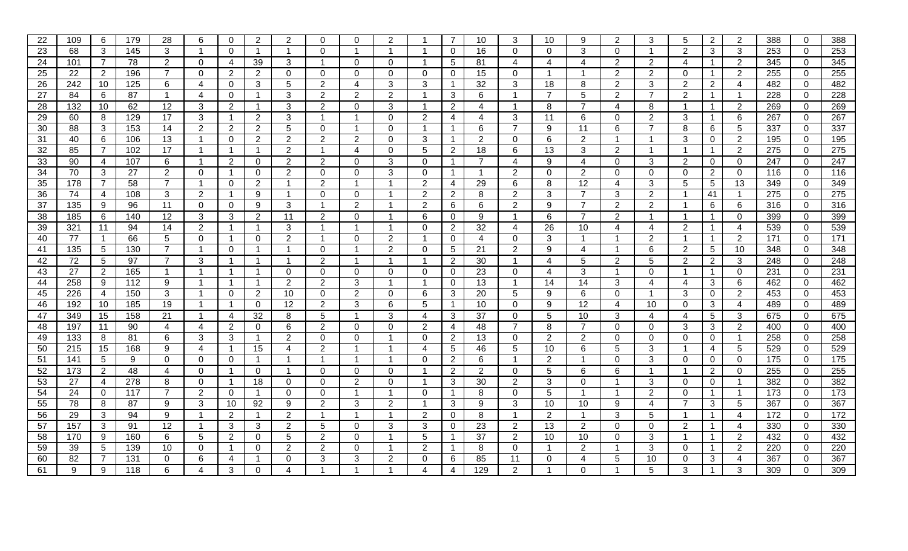| 22 | 109 | 6 | 179 | 28 | 6 | 0 | 2 | 2 | 0 | 0 | 2 | 1 | 7 | 10 | 3 | 10 | 9 | 2 | 3 | 5 | 2 | 2 | 388 | 0 | 388 |
|---|---|---|---|---|---|---|---|---|---|---|---|---|---|---|---|---|---|---|---|---|---|---|---|---|---|
| 23 | 68 | 3 | 145 | 3 | 1 | 0 | 1 | 1 | 0 | 1 | 1 | 1 | 0 | 16 | 0 | 0 | 3 | 0 | 1 | 2 | 3 | 3 | 253 | 0 | 253 |
| 24 | 101 | 7 | 78 | 2 | 0 | 4 | 39 | 3 | 1 | 0 | 0 | 1 | 5 | 81 | 4 | 4 | 4 | 2 | 2 | 4 | 1 | 2 | 345 | 0 | 345 |
| 25 | 22 | 2 | 196 | 7 | 0 | 2 | 2 | 0 | 0 | 0 | 0 | 0 | 0 | 15 | 0 | 1 | 1 | 2 | 2 | 0 | 1 | 2 | 255 | 0 | 255 |
| 26 | 242 | 10 | 125 | 6 | 4 | 0 | 3 | 5 | 2 | 4 | 3 | 3 | 1 | 32 | 3 | 18 | 8 | 2 | 3 | 2 | 2 | 4 | 482 | 0 | 482 |
| 27 | 84 | 6 | 87 | 1 | 4 | 0 | 1 | 3 | 2 | 2 | 2 | 1 | 3 | 6 | 1 | 7 | 5 | 2 | 7 | 2 | 1 | 1 | 228 | 0 | 228 |
| 28 | 132 | 10 | 62 | 12 | 3 | 2 | 1 | 3 | 2 | 0 | 3 | 1 | 2 | 4 | 1 | 8 | 7 | 4 | 8 | 1 | 1 | 2 | 269 | 0 | 269 |
| 29 | 60 | 8 | 129 | 17 | 3 | 1 | 2 | 3 | 1 | 1 | 0 | 2 | 4 | 4 | 3 | 11 | 6 | 0 | 2 | 3 | 1 | 6 | 267 | 0 | 267 |
| 30 | 88 | 3 | 153 | 14 | 2 | 2 | 2 | 5 | 0 | 1 | 0 | 1 | 1 | 6 | 7 | 9 | 11 | 6 | 7 | 8 | 6 | 5 | 337 | 0 | 337 |
| 31 | 40 | 6 | 106 | 13 | 1 | 0 | 2 | 2 | 2 | 2 | 0 | 3 | 1 | 2 | 0 | 6 | 2 | 1 | 1 | 3 | 0 | 2 | 195 | 0 | 195 |
| 32 | 85 | 7 | 102 | 17 | 1 | 1 | 1 | 2 | 1 | 4 | 0 | 5 | 2 | 18 | 6 | 13 | 3 | 2 | 1 | 1 | 1 | 2 | 275 | 0 | 275 |
| 33 | 90 | 4 | 107 | 6 | 1 | 2 | 0 | 2 | 2 | 0 | 3 | 0 | 1 | 7 | 4 | 9 | 4 | 0 | 3 | 2 | 0 | 0 | 247 | 0 | 247 |
| 34 | 70 | 3 | 27 | 2 | 0 | 1 | 0 | 2 | 0 | 0 | 3 | 0 | 1 | 1 | 2 | 0 | 2 | 0 | 0 | 0 | 2 | 0 | 116 | 0 | 116 |
| 35 | 178 | 7 | 58 | 7 | 1 | 0 | 2 | 1 | 2 | 1 | 1 | 2 | 4 | 29 | 6 | 8 | 12 | 4 | 3 | 5 | 5 | 13 | 349 | 0 | 349 |
| 36 | 74 | 4 | 108 | 3 | 2 | 1 | 9 | 1 | 0 | 0 | 1 | 2 | 2 | 8 | 2 | 3 | 7 | 3 | 2 | 1 | 41 | 1 | 275 | 0 | 275 |
| 37 | 135 | 9 | 96 | 11 | 0 | 0 | 9 | 3 | 1 | 2 | 1 | 2 | 6 | 6 | 2 | 9 | 7 | 2 | 2 | 1 | 6 | 6 | 316 | 0 | 316 |
| 38 | 185 | 6 | 140 | 12 | 3 | 3 | 2 | 11 | 2 | 0 | 1 | 6 | 0 | 9 | 1 | 6 | 7 | 2 | 1 | 1 | 1 | 0 | 399 | 0 | 399 |
| 39 | 321 | 11 | 94 | 14 | 2 | 1 | 1 | 3 | 1 | 1 | 1 | 0 | 2 | 32 | 4 | 26 | 10 | 4 | 4 | 2 | 1 | 4 | 539 | 0 | 539 |
| 40 | 77 | 1 | 66 | 5 | 0 | 1 | 0 | 2 | 1 | 0 | 2 | 1 | 0 | 4 | 0 | 3 | 1 | 1 | 2 | 1 | 1 | 2 | 171 | 0 | 171 |
| 41 | 135 | 5 | 130 | 7 | 1 | 0 | 1 | 1 | 0 | 1 | 2 | 0 | 5 | 21 | 2 | 9 | 4 | 1 | 6 | 2 | 5 | 10 | 348 | 0 | 348 |
| 42 | 72 | 5 | 97 | 7 | 3 | 1 | 1 | 1 | 2 | 1 | 1 | 1 | 2 | 30 | 1 | 4 | 5 | 2 | 5 | 2 | 2 | 3 | 248 | 0 | 248 |
| 43 | 27 | 2 | 165 | 1 | 1 | 1 | 1 | 0 | 0 | 0 | 0 | 0 | 0 | 23 | 0 | 4 | 3 | 1 | 0 | 1 | 1 | 0 | 231 | 0 | 231 |
| 44 | 258 | 9 | 112 | 9 | 1 | 1 | 1 | 2 | 2 | 3 | 1 | 1 | 0 | 13 | 1 | 14 | 14 | 3 | 4 | 4 | 3 | 6 | 462 | 0 | 462 |
| 45 | 226 | 4 | 150 | 3 | 1 | 0 | 2 | 10 | 0 | 2 | 0 | 6 | 3 | 20 | 5 | 9 | 6 | 0 | 1 | 3 | 0 | 2 | 453 | 0 | 453 |
| 46 | 192 | 10 | 185 | 19 | 1 | 1 | 0 | 12 | 2 | 3 | 6 | 5 | 1 | 10 | 0 | 9 | 12 | 4 | 10 | 0 | 3 | 4 | 489 | 0 | 489 |
| 47 | 349 | 15 | 158 | 21 | 1 | 4 | 32 | 8 | 5 | 1 | 3 | 4 | 3 | 37 | 0 | 5 | 10 | 3 | 4 | 4 | 5 | 3 | 675 | 0 | 675 |
| 48 | 197 | 11 | 90 | 4 | 4 | 2 | 0 | 6 | 2 | 0 | 0 | 2 | 4 | 48 | 7 | 8 | 7 | 0 | 0 | 3 | 3 | 2 | 400 | 0 | 400 |
| 49 | 133 | 8 | 81 | 6 | 3 | 3 | 1 | 2 | 0 | 0 | 1 | 0 | 2 | 13 | 0 | 2 | 2 | 0 | 0 | 0 | 0 | 1 | 258 | 0 | 258 |
| 50 | 215 | 15 | 168 | 9 | 4 | 1 | 15 | 4 | 2 | 1 | 1 | 4 | 5 | 46 | 5 | 10 | 6 | 5 | 3 | 1 | 4 | 5 | 529 | 0 | 529 |
| 51 | 141 | 5 | 9 | 0 | 0 | 0 | 1 | 1 | 1 | 1 | 1 | 0 | 2 | 6 | 1 | 2 | 1 | 0 | 3 | 0 | 0 | 0 | 175 | 0 | 175 |
| 52 | 173 | 2 | 48 | 4 | 0 | 1 | 0 | 1 | 0 | 0 | 0 | 1 | 2 | 2 | 0 | 5 | 6 | 6 | 1 | 1 | 2 | 0 | 255 | 0 | 255 |
| 53 | 27 | 4 | 278 | 8 | 0 | 1 | 18 | 0 | 0 | 2 | 0 | 1 | 3 | 30 | 2 | 3 | 0 | 1 | 3 | 0 | 0 | 1 | 382 | 0 | 382 |
| 54 | 24 | 0 | 117 | 7 | 2 | 0 | 1 | 0 | 0 | 1 | 1 | 0 | 1 | 8 | 0 | 5 | 1 | 1 | 2 | 0 | 1 | 1 | 173 | 0 | 173 |
| 55 | 78 | 8 | 87 | 9 | 3 | 10 | 92 | 9 | 2 | 3 | 2 | 1 | 3 | 9 | 3 | 10 | 10 | 9 | 4 | 7 | 3 | 5 | 367 | 0 | 367 |
| 56 | 29 | 3 | 94 | 9 | 1 | 2 | 1 | 2 | 1 | 1 | 1 | 2 | 0 | 8 | 1 | 2 | 1 | 3 | 5 | 1 | 1 | 4 | 172 | 0 | 172 |
| 57 | 157 | 3 | 91 | 12 | 1 | 3 | 3 | 2 | 5 | 0 | 3 | 3 | 0 | 23 | 2 | 13 | 2 | 0 | 0 | 2 | 1 | 4 | 330 | 0 | 330 |
| 58 | 170 | 9 | 160 | 6 | 5 | 2 | 0 | 5 | 2 | 0 | 1 | 5 | 1 | 37 | 2 | 10 | 10 | 0 | 3 | 1 | 1 | 2 | 432 | 0 | 432 |
| 59 | 39 | 5 | 139 | 10 | 0 | 1 | 0 | 2 | 2 | 0 | 1 | 2 | 1 | 8 | 0 | 1 | 2 | 1 | 3 | 0 | 1 | 2 | 220 | 0 | 220 |
| 60 | 82 | 7 | 131 | 0 | 6 | 4 | 1 | 0 | 3 | 3 | 2 | 0 | 6 | 85 | 11 | 0 | 4 | 5 | 10 | 0 | 3 | 4 | 367 | 0 | 367 |
| 61 | 9 | 9 | 118 | 6 | 4 | 3 | 0 | 4 | 1 | 1 | 1 | 4 | 4 | 129 | 2 | 1 | 0 | 1 | 5 | 3 | 1 | 3 | 309 | 0 | 309 |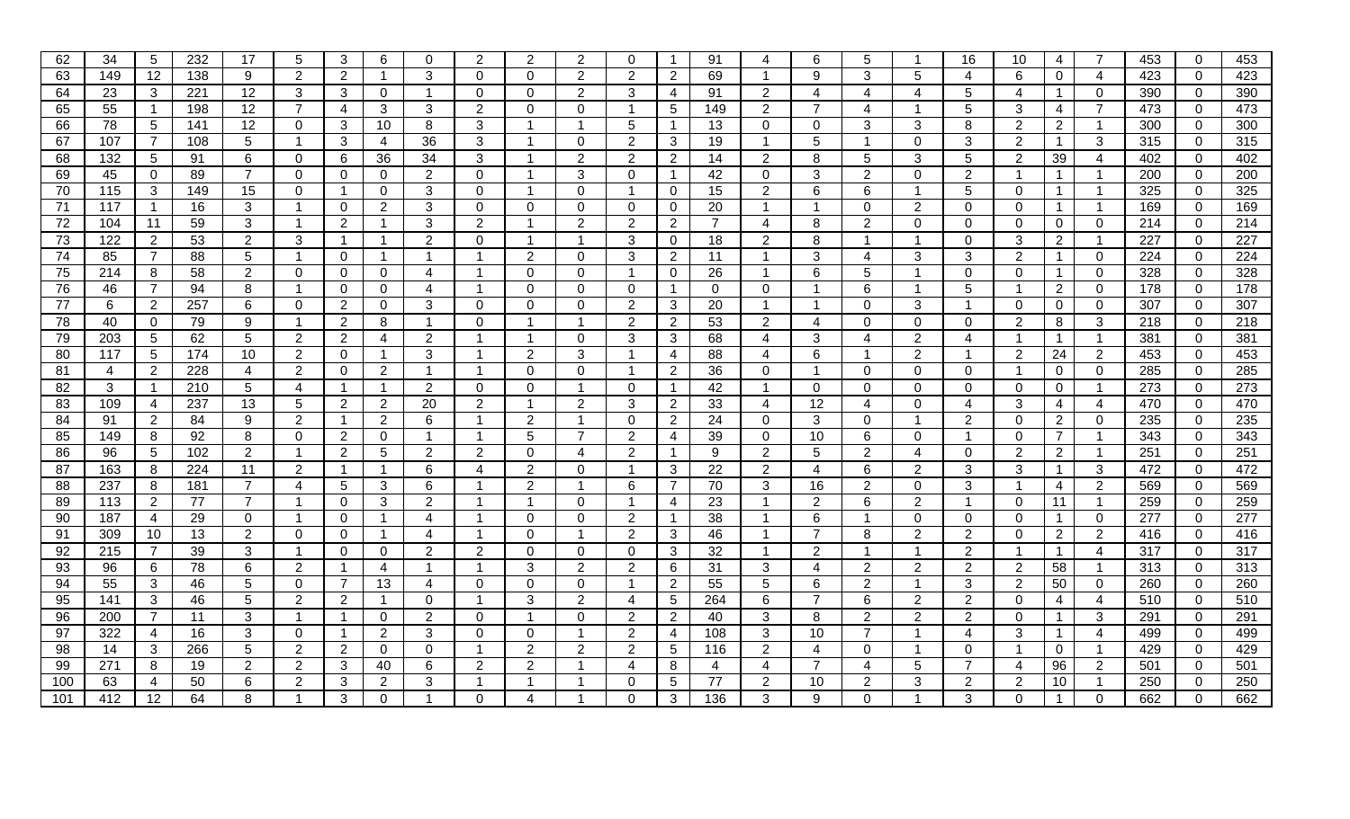| 62 | 34 | 5 | 232 | 17 | 5 | 3 | 6 | 0 | 2 | 2 | 2 | 0 | 1 | 91 | 4 | 6 | 5 | 1 | 16 | 10 | 4 | 7 | 453 | 0 | 453 |
|---|---|---|---|---|---|---|---|---|---|---|---|---|---|---|---|---|---|---|---|---|---|---|---|---|---|
| 63 | 149 | 12 | 138 | 9 | 2 | 2 | 1 | 3 | 0 | 0 | 2 | 2 | 2 | 69 | 1 | 9 | 3 | 5 | 4 | 6 | 0 | 4 | 423 | 0 | 423 |
| 64 | 23 | 3 | 221 | 12 | 3 | 3 | 0 | 1 | 0 | 0 | 2 | 3 | 4 | 91 | 2 | 4 | 4 | 4 | 5 | 4 | 1 | 0 | 390 | 0 | 390 |
| 65 | 55 | 1 | 198 | 12 | 7 | 4 | 3 | 3 | 2 | 0 | 0 | 1 | 5 | 149 | 2 | 7 | 4 | 1 | 5 | 3 | 4 | 7 | 473 | 0 | 473 |
| 66 | 78 | 5 | 141 | 12 | 0 | 3 | 10 | 8 | 3 | 1 | 1 | 5 | 1 | 13 | 0 | 0 | 3 | 3 | 8 | 2 | 2 | 1 | 300 | 0 | 300 |
| 67 | 107 | 7 | 108 | 5 | 1 | 3 | 4 | 36 | 3 | 1 | 0 | 2 | 3 | 19 | 1 | 5 | 1 | 0 | 3 | 2 | 1 | 3 | 315 | 0 | 315 |
| 68 | 132 | 5 | 91 | 6 | 0 | 6 | 36 | 34 | 3 | 1 | 2 | 2 | 2 | 14 | 2 | 8 | 5 | 3 | 5 | 2 | 39 | 4 | 402 | 0 | 402 |
| 69 | 45 | 0 | 89 | 7 | 0 | 0 | 0 | 2 | 0 | 1 | 3 | 0 | 1 | 42 | 0 | 3 | 2 | 0 | 2 | 1 | 1 | 1 | 200 | 0 | 200 |
| 70 | 115 | 3 | 149 | 15 | 0 | 1 | 0 | 3 | 0 | 1 | 0 | 1 | 0 | 15 | 2 | 6 | 6 | 1 | 5 | 0 | 1 | 1 | 325 | 0 | 325 |
| 71 | 117 | 1 | 16 | 3 | 1 | 0 | 2 | 3 | 0 | 0 | 0 | 0 | 0 | 20 | 1 | 1 | 0 | 2 | 0 | 0 | 1 | 1 | 169 | 0 | 169 |
| 72 | 104 | 11 | 59 | 3 | 1 | 2 | 1 | 3 | 2 | 1 | 2 | 2 | 2 | 7 | 4 | 8 | 2 | 0 | 0 | 0 | 0 | 0 | 214 | 0 | 214 |
| 73 | 122 | 2 | 53 | 2 | 3 | 1 | 1 | 2 | 0 | 1 | 1 | 3 | 0 | 18 | 2 | 8 | 1 | 1 | 0 | 3 | 2 | 1 | 227 | 0 | 227 |
| 74 | 85 | 7 | 88 | 5 | 1 | 0 | 1 | 1 | 1 | 2 | 0 | 3 | 2 | 11 | 1 | 3 | 4 | 3 | 3 | 2 | 1 | 0 | 224 | 0 | 224 |
| 75 | 214 | 8 | 58 | 2 | 0 | 0 | 0 | 4 | 1 | 0 | 0 | 1 | 0 | 26 | 1 | 6 | 5 | 1 | 0 | 0 | 1 | 0 | 328 | 0 | 328 |
| 76 | 46 | 7 | 94 | 8 | 1 | 0 | 0 | 4 | 1 | 0 | 0 | 0 | 1 | 0 | 0 | 1 | 6 | 1 | 5 | 1 | 2 | 0 | 178 | 0 | 178 |
| 77 | 6 | 2 | 257 | 6 | 0 | 2 | 0 | 3 | 0 | 0 | 0 | 2 | 3 | 20 | 1 | 1 | 0 | 3 | 1 | 0 | 0 | 0 | 307 | 0 | 307 |
| 78 | 40 | 0 | 79 | 9 | 1 | 2 | 8 | 1 | 0 | 1 | 1 | 2 | 2 | 53 | 2 | 4 | 0 | 0 | 0 | 2 | 8 | 3 | 218 | 0 | 218 |
| 79 | 203 | 5 | 62 | 5 | 2 | 2 | 4 | 2 | 1 | 1 | 0 | 3 | 3 | 68 | 4 | 3 | 4 | 2 | 4 | 1 | 1 | 1 | 381 | 0 | 381 |
| 80 | 117 | 5 | 174 | 10 | 2 | 0 | 1 | 3 | 1 | 2 | 3 | 1 | 4 | 88 | 4 | 6 | 1 | 2 | 1 | 2 | 24 | 2 | 453 | 0 | 453 |
| 81 | 4 | 2 | 228 | 4 | 2 | 0 | 2 | 1 | 1 | 0 | 0 | 1 | 2 | 36 | 0 | 1 | 0 | 0 | 0 | 1 | 0 | 0 | 285 | 0 | 285 |
| 82 | 3 | 1 | 210 | 5 | 4 | 1 | 1 | 2 | 0 | 0 | 1 | 0 | 1 | 42 | 1 | 0 | 0 | 0 | 0 | 0 | 0 | 1 | 273 | 0 | 273 |
| 83 | 109 | 4 | 237 | 13 | 5 | 2 | 2 | 20 | 2 | 1 | 2 | 3 | 2 | 33 | 4 | 12 | 4 | 0 | 4 | 3 | 4 | 4 | 470 | 0 | 470 |
| 84 | 91 | 2 | 84 | 9 | 2 | 1 | 2 | 6 | 1 | 2 | 1 | 0 | 2 | 24 | 0 | 3 | 0 | 1 | 2 | 0 | 2 | 0 | 235 | 0 | 235 |
| 85 | 149 | 8 | 92 | 8 | 0 | 2 | 0 | 1 | 1 | 5 | 7 | 2 | 4 | 39 | 0 | 10 | 6 | 0 | 1 | 0 | 7 | 1 | 343 | 0 | 343 |
| 86 | 96 | 5 | 102 | 2 | 1 | 2 | 5 | 2 | 2 | 0 | 4 | 2 | 1 | 9 | 2 | 5 | 2 | 4 | 0 | 2 | 2 | 1 | 251 | 0 | 251 |
| 87 | 163 | 8 | 224 | 11 | 2 | 1 | 1 | 6 | 4 | 2 | 0 | 1 | 3 | 22 | 2 | 4 | 6 | 2 | 3 | 3 | 1 | 3 | 472 | 0 | 472 |
| 88 | 237 | 8 | 181 | 7 | 4 | 5 | 3 | 6 | 1 | 2 | 1 | 6 | 7 | 70 | 3 | 16 | 2 | 0 | 3 | 1 | 4 | 2 | 569 | 0 | 569 |
| 89 | 113 | 2 | 77 | 7 | 1 | 0 | 3 | 2 | 1 | 1 | 0 | 1 | 4 | 23 | 1 | 2 | 6 | 2 | 1 | 0 | 11 | 1 | 259 | 0 | 259 |
| 90 | 187 | 4 | 29 | 0 | 1 | 0 | 1 | 4 | 1 | 0 | 0 | 2 | 1 | 38 | 1 | 6 | 1 | 0 | 0 | 0 | 1 | 0 | 277 | 0 | 277 |
| 91 | 309 | 10 | 13 | 2 | 0 | 0 | 1 | 4 | 1 | 0 | 1 | 2 | 3 | 46 | 1 | 7 | 8 | 2 | 2 | 0 | 2 | 2 | 416 | 0 | 416 |
| 92 | 215 | 7 | 39 | 3 | 1 | 0 | 0 | 2 | 2 | 0 | 0 | 0 | 3 | 32 | 1 | 2 | 1 | 1 | 2 | 1 | 1 | 4 | 317 | 0 | 317 |
| 93 | 96 | 6 | 78 | 6 | 2 | 1 | 4 | 1 | 1 | 3 | 2 | 2 | 6 | 31 | 3 | 4 | 2 | 2 | 2 | 2 | 58 | 1 | 313 | 0 | 313 |
| 94 | 55 | 3 | 46 | 5 | 0 | 7 | 13 | 4 | 0 | 0 | 0 | 1 | 2 | 55 | 5 | 6 | 2 | 1 | 3 | 2 | 50 | 0 | 260 | 0 | 260 |
| 95 | 141 | 3 | 46 | 5 | 2 | 2 | 1 | 0 | 1 | 3 | 2 | 4 | 5 | 264 | 6 | 7 | 6 | 2 | 2 | 0 | 4 | 4 | 510 | 0 | 510 |
| 96 | 200 | 7 | 11 | 3 | 1 | 1 | 0 | 2 | 0 | 1 | 0 | 2 | 2 | 40 | 3 | 8 | 2 | 2 | 2 | 0 | 1 | 3 | 291 | 0 | 291 |
| 97 | 322 | 4 | 16 | 3 | 0 | 1 | 2 | 3 | 0 | 0 | 1 | 2 | 4 | 108 | 3 | 10 | 7 | 1 | 4 | 3 | 1 | 4 | 499 | 0 | 499 |
| 98 | 14 | 3 | 266 | 5 | 2 | 2 | 0 | 0 | 1 | 2 | 2 | 2 | 5 | 116 | 2 | 4 | 0 | 1 | 0 | 1 | 0 | 1 | 429 | 0 | 429 |
| 99 | 271 | 8 | 19 | 2 | 2 | 3 | 40 | 6 | 2 | 2 | 1 | 4 | 8 | 4 | 4 | 7 | 4 | 5 | 7 | 4 | 96 | 2 | 501 | 0 | 501 |
| 100 | 63 | 4 | 50 | 6 | 2 | 3 | 2 | 3 | 1 | 1 | 1 | 0 | 5 | 77 | 2 | 10 | 2 | 3 | 2 | 2 | 10 | 1 | 250 | 0 | 250 |
| 101 | 412 | 12 | 64 | 8 | 1 | 3 | 0 | 1 | 0 | 4 | 1 | 0 | 3 | 136 | 3 | 9 | 0 | 1 | 3 | 0 | 1 | 0 | 662 | 0 | 662 |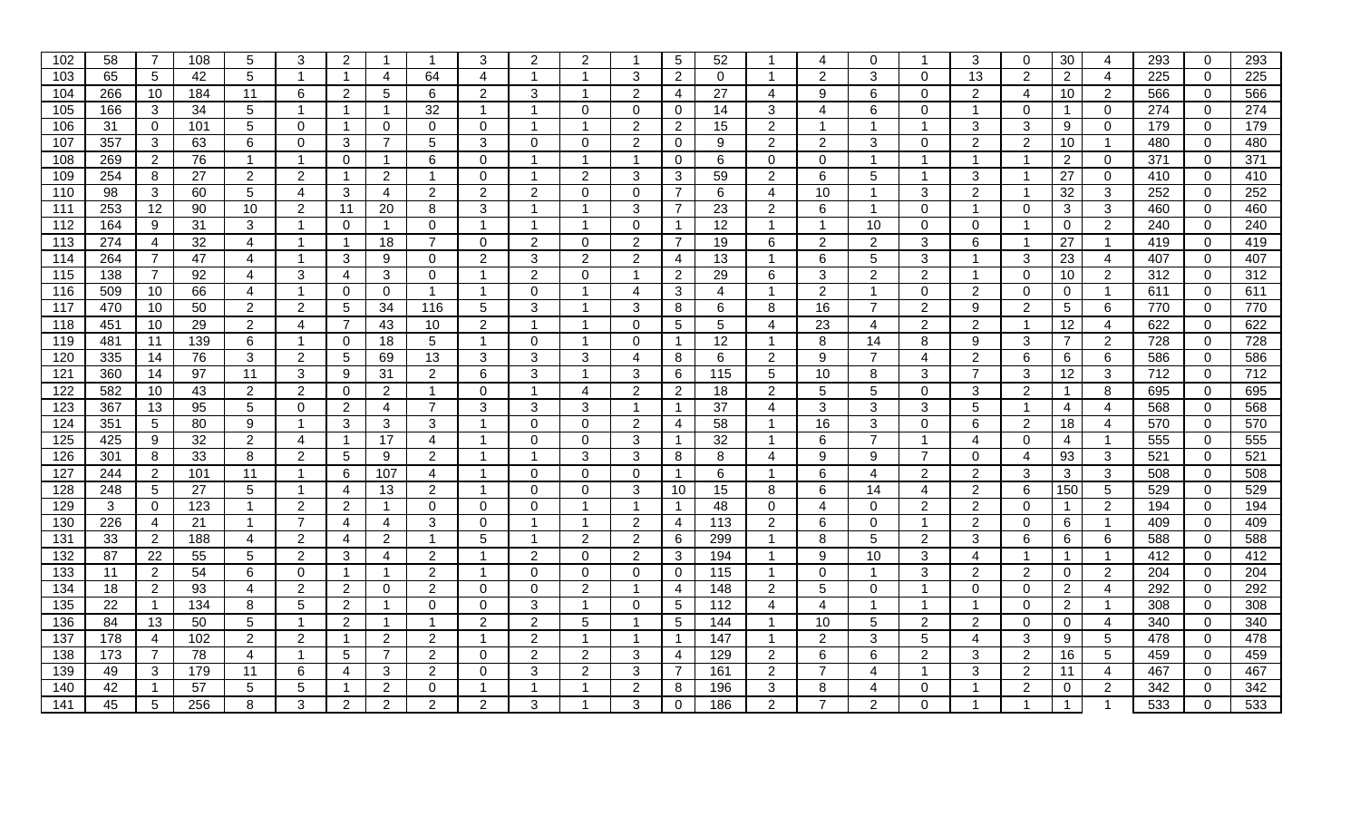| 102 | 58 | 7 | 108 | 5 | 3 | 2 | 1 | 1 | 3 | 2 | 2 | 1 | 5 | 52 | 1 | 4 | 0 | 1 | 3 | 0 | 30 | 4 | 293 | 0 | 293 |
|---|---|---|---|---|---|---|---|---|---|---|---|---|---|---|---|---|---|---|---|---|---|---|---|---|---|
| 103 | 65 | 5 | 42 | 5 | 1 | 1 | 4 | 64 | 4 | 1 | 1 | 3 | 2 | 0 | 1 | 2 | 3 | 0 | 13 | 2 | 2 | 4 | 225 | 0 | 225 |
| 104 | 266 | 10 | 184 | 11 | 6 | 2 | 5 | 6 | 2 | 3 | 1 | 2 | 4 | 27 | 4 | 9 | 6 | 0 | 2 | 4 | 10 | 2 | 566 | 0 | 566 |
| 105 | 166 | 3 | 34 | 5 | 1 | 1 | 1 | 32 | 1 | 1 | 0 | 0 | 0 | 14 | 3 | 4 | 6 | 0 | 1 | 0 | 1 | 0 | 274 | 0 | 274 |
| 106 | 31 | 0 | 101 | 5 | 0 | 1 | 0 | 0 | 0 | 1 | 1 | 2 | 2 | 15 | 2 | 1 | 1 | 1 | 3 | 3 | 9 | 0 | 179 | 0 | 179 |
| 107 | 357 | 3 | 63 | 6 | 0 | 3 | 7 | 5 | 3 | 0 | 0 | 2 | 0 | 9 | 2 | 2 | 3 | 0 | 2 | 2 | 10 | 1 | 480 | 0 | 480 |
| 108 | 269 | 2 | 76 | 1 | 1 | 0 | 1 | 6 | 0 | 1 | 1 | 1 | 0 | 6 | 0 | 0 | 1 | 1 | 1 | 1 | 2 | 0 | 371 | 0 | 371 |
| 109 | 254 | 8 | 27 | 2 | 2 | 1 | 2 | 1 | 0 | 1 | 2 | 3 | 3 | 59 | 2 | 6 | 5 | 1 | 3 | 1 | 27 | 0 | 410 | 0 | 410 |
| 110 | 98 | 3 | 60 | 5 | 4 | 3 | 4 | 2 | 2 | 2 | 0 | 0 | 7 | 6 | 4 | 10 | 1 | 3 | 2 | 1 | 32 | 3 | 252 | 0 | 252 |
| 111 | 253 | 12 | 90 | 10 | 2 | 11 | 20 | 8 | 3 | 1 | 1 | 3 | 7 | 23 | 2 | 6 | 1 | 0 | 1 | 0 | 3 | 3 | 460 | 0 | 460 |
| 112 | 164 | 9 | 31 | 3 | 1 | 0 | 1 | 0 | 1 | 1 | 1 | 0 | 1 | 12 | 1 | 1 | 10 | 0 | 0 | 1 | 0 | 2 | 240 | 0 | 240 |
| 113 | 274 | 4 | 32 | 4 | 1 | 1 | 18 | 7 | 0 | 2 | 0 | 2 | 7 | 19 | 6 | 2 | 2 | 3 | 6 | 1 | 27 | 1 | 419 | 0 | 419 |
| 114 | 264 | 7 | 47 | 4 | 1 | 3 | 9 | 0 | 2 | 3 | 2 | 2 | 4 | 13 | 1 | 6 | 5 | 3 | 1 | 3 | 23 | 4 | 407 | 0 | 407 |
| 115 | 138 | 7 | 92 | 4 | 3 | 4 | 3 | 0 | 1 | 2 | 0 | 1 | 2 | 29 | 6 | 3 | 2 | 2 | 1 | 0 | 10 | 2 | 312 | 0 | 312 |
| 116 | 509 | 10 | 66 | 4 | 1 | 0 | 0 | 1 | 1 | 0 | 1 | 4 | 3 | 4 | 1 | 2 | 1 | 0 | 2 | 0 | 0 | 1 | 611 | 0 | 611 |
| 117 | 470 | 10 | 50 | 2 | 2 | 5 | 34 | 116 | 5 | 3 | 1 | 3 | 8 | 6 | 8 | 16 | 7 | 2 | 9 | 2 | 5 | 6 | 770 | 0 | 770 |
| 118 | 451 | 10 | 29 | 2 | 4 | 7 | 43 | 10 | 2 | 1 | 1 | 0 | 5 | 5 | 4 | 23 | 4 | 2 | 2 | 1 | 12 | 4 | 622 | 0 | 622 |
| 119 | 481 | 11 | 139 | 6 | 1 | 0 | 18 | 5 | 1 | 0 | 1 | 0 | 1 | 12 | 1 | 8 | 14 | 8 | 9 | 3 | 7 | 2 | 728 | 0 | 728 |
| 120 | 335 | 14 | 76 | 3 | 2 | 5 | 69 | 13 | 3 | 3 | 3 | 4 | 8 | 6 | 2 | 9 | 7 | 4 | 2 | 6 | 6 | 6 | 586 | 0 | 586 |
| 121 | 360 | 14 | 97 | 11 | 3 | 9 | 31 | 2 | 6 | 3 | 1 | 3 | 6 | 115 | 5 | 10 | 8 | 3 | 7 | 3 | 12 | 3 | 712 | 0 | 712 |
| 122 | 582 | 10 | 43 | 2 | 2 | 0 | 2 | 1 | 0 | 1 | 4 | 2 | 2 | 18 | 2 | 5 | 5 | 0 | 3 | 2 | 1 | 8 | 695 | 0 | 695 |
| 123 | 367 | 13 | 95 | 5 | 0 | 2 | 4 | 7 | 3 | 3 | 3 | 1 | 1 | 37 | 4 | 3 | 3 | 3 | 5 | 1 | 4 | 4 | 568 | 0 | 568 |
| 124 | 351 | 5 | 80 | 9 | 1 | 3 | 3 | 3 | 1 | 0 | 0 | 2 | 4 | 58 | 1 | 16 | 3 | 0 | 6 | 2 | 18 | 4 | 570 | 0 | 570 |
| 125 | 425 | 9 | 32 | 2 | 4 | 1 | 17 | 4 | 1 | 0 | 0 | 3 | 1 | 32 | 1 | 6 | 7 | 1 | 4 | 0 | 4 | 1 | 555 | 0 | 555 |
| 126 | 301 | 8 | 33 | 8 | 2 | 5 | 9 | 2 | 1 | 1 | 3 | 3 | 8 | 8 | 4 | 9 | 9 | 7 | 0 | 4 | 93 | 3 | 521 | 0 | 521 |
| 127 | 244 | 2 | 101 | 11 | 1 | 6 | 107 | 4 | 1 | 0 | 0 | 0 | 1 | 6 | 1 | 6 | 4 | 2 | 2 | 3 | 3 | 3 | 508 | 0 | 508 |
| 128 | 248 | 5 | 27 | 5 | 1 | 4 | 13 | 2 | 1 | 0 | 0 | 3 | 10 | 15 | 8 | 6 | 14 | 4 | 2 | 6 | 150 | 5 | 529 | 0 | 529 |
| 129 | 3 | 0 | 123 | 1 | 2 | 2 | 1 | 0 | 0 | 0 | 1 | 1 | 1 | 48 | 0 | 4 | 0 | 2 | 2 | 0 | 1 | 2 | 194 | 0 | 194 |
| 130 | 226 | 4 | 21 | 1 | 7 | 4 | 4 | 3 | 0 | 1 | 1 | 2 | 4 | 113 | 2 | 6 | 0 | 1 | 2 | 0 | 6 | 1 | 409 | 0 | 409 |
| 131 | 33 | 2 | 188 | 4 | 2 | 4 | 2 | 1 | 5 | 1 | 2 | 2 | 6 | 299 | 1 | 8 | 5 | 2 | 3 | 6 | 6 | 6 | 588 | 0 | 588 |
| 132 | 87 | 22 | 55 | 5 | 2 | 3 | 4 | 2 | 1 | 2 | 0 | 2 | 3 | 194 | 1 | 9 | 10 | 3 | 4 | 1 | 1 | 1 | 412 | 0 | 412 |
| 133 | 11 | 2 | 54 | 6 | 0 | 1 | 1 | 2 | 1 | 0 | 0 | 0 | 0 | 115 | 1 | 0 | 1 | 3 | 2 | 2 | 0 | 2 | 204 | 0 | 204 |
| 134 | 18 | 2 | 93 | 4 | 2 | 2 | 0 | 2 | 0 | 0 | 2 | 1 | 4 | 148 | 2 | 5 | 0 | 1 | 0 | 0 | 2 | 4 | 292 | 0 | 292 |
| 135 | 22 | 1 | 134 | 8 | 5 | 2 | 1 | 0 | 0 | 3 | 1 | 0 | 5 | 112 | 4 | 4 | 1 | 1 | 1 | 0 | 2 | 1 | 308 | 0 | 308 |
| 136 | 84 | 13 | 50 | 5 | 1 | 2 | 1 | 1 | 2 | 2 | 5 | 1 | 5 | 144 | 1 | 10 | 5 | 2 | 2 | 0 | 0 | 4 | 340 | 0 | 340 |
| 137 | 178 | 4 | 102 | 2 | 2 | 1 | 2 | 2 | 1 | 2 | 1 | 1 | 1 | 147 | 1 | 2 | 3 | 5 | 4 | 3 | 9 | 5 | 478 | 0 | 478 |
| 138 | 173 | 7 | 78 | 4 | 1 | 5 | 7 | 2 | 0 | 2 | 2 | 3 | 4 | 129 | 2 | 6 | 6 | 2 | 3 | 2 | 16 | 5 | 459 | 0 | 459 |
| 139 | 49 | 3 | 179 | 11 | 6 | 4 | 3 | 2 | 0 | 3 | 2 | 3 | 7 | 161 | 2 | 7 | 4 | 1 | 3 | 2 | 11 | 4 | 467 | 0 | 467 |
| 140 | 42 | 1 | 57 | 5 | 5 | 1 | 2 | 0 | 1 | 1 | 1 | 2 | 8 | 196 | 3 | 8 | 4 | 0 | 1 | 2 | 0 | 2 | 342 | 0 | 342 |
| 141 | 45 | 5 | 256 | 8 | 3 | 2 | 2 | 2 | 2 | 3 | 1 | 3 | 0 | 186 | 2 | 7 | 2 | 0 | 1 | 1 | 1 | 1 | 533 | 0 | 533 |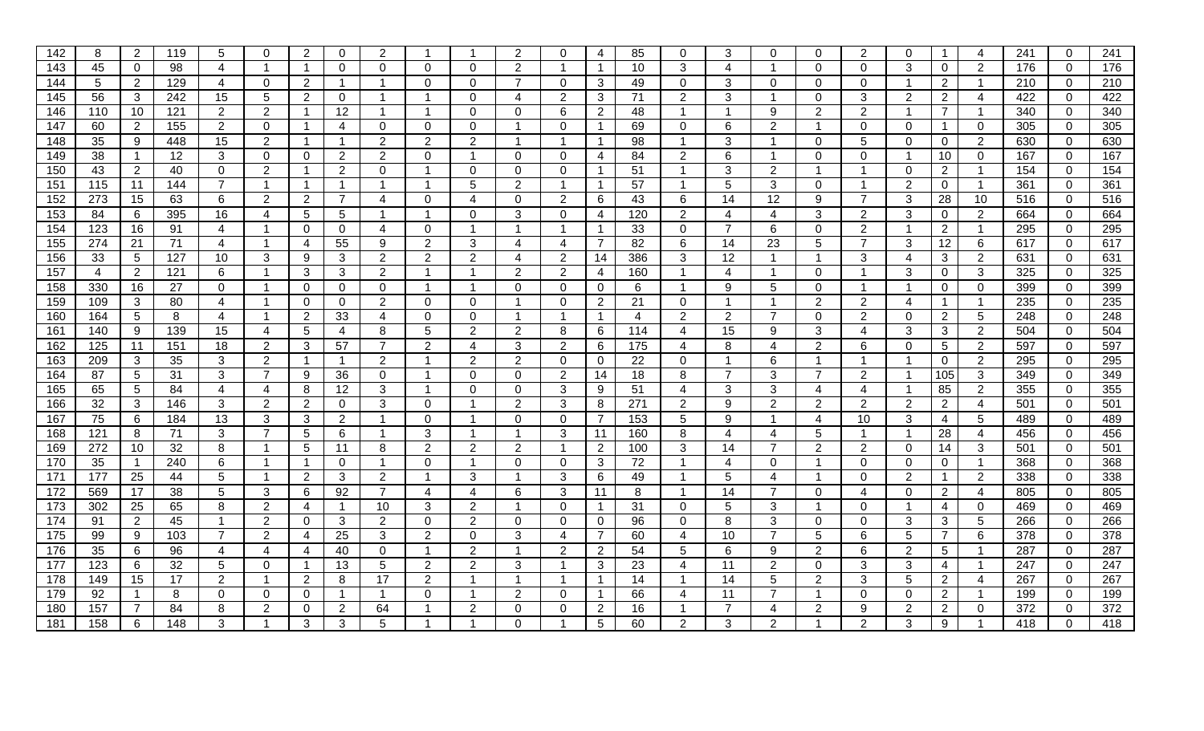| 142 | 8 | 2 | 119 | 5 | 0 | 2 | 0 | 2 | 1 | 1 | 2 | 0 | 4 | 85 | 0 | 3 | 0 | 0 | 2 | 0 | 1 | 4 | 241 | 0 | 241 |
|---|---|---|---|---|---|---|---|---|---|---|---|---|---|---|---|---|---|---|---|---|---|---|---|---|---|
| 143 | 45 | 0 | 98 | 4 | 1 | 1 | 0 | 0 | 0 | 0 | 2 | 1 | 1 | 10 | 3 | 4 | 1 | 0 | 0 | 3 | 0 | 2 | 176 | 0 | 176 |
| 144 | 5 | 2 | 129 | 4 | 0 | 2 | 1 | 1 | 0 | 0 | 7 | 0 | 3 | 49 | 0 | 3 | 0 | 0 | 0 | 1 | 2 | 1 | 210 | 0 | 210 |
| 145 | 56 | 3 | 242 | 15 | 5 | 2 | 0 | 1 | 1 | 0 | 4 | 2 | 3 | 71 | 2 | 3 | 1 | 0 | 3 | 2 | 2 | 4 | 422 | 0 | 422 |
| 146 | 110 | 10 | 121 | 2 | 2 | 1 | 12 | 1 | 1 | 0 | 0 | 6 | 2 | 48 | 1 | 1 | 9 | 2 | 2 | 1 | 7 | 1 | 340 | 0 | 340 |
| 147 | 60 | 2 | 155 | 2 | 0 | 1 | 4 | 0 | 0 | 0 | 1 | 0 | 1 | 69 | 0 | 6 | 2 | 1 | 0 | 0 | 1 | 0 | 305 | 0 | 305 |
| 148 | 35 | 9 | 448 | 15 | 2 | 1 | 1 | 2 | 2 | 2 | 1 | 1 | 1 | 98 | 1 | 3 | 1 | 0 | 5 | 0 | 0 | 2 | 630 | 0 | 630 |
| 149 | 38 | 1 | 12 | 3 | 0 | 0 | 2 | 2 | 0 | 1 | 0 | 0 | 4 | 84 | 2 | 6 | 1 | 0 | 0 | 1 | 10 | 0 | 167 | 0 | 167 |
| 150 | 43 | 2 | 40 | 0 | 2 | 1 | 2 | 0 | 1 | 0 | 0 | 0 | 1 | 51 | 1 | 3 | 2 | 1 | 1 | 0 | 2 | 1 | 154 | 0 | 154 |
| 151 | 115 | 11 | 144 | 7 | 1 | 1 | 1 | 1 | 1 | 5 | 2 | 1 | 1 | 57 | 1 | 5 | 3 | 0 | 1 | 2 | 0 | 1 | 361 | 0 | 361 |
| 152 | 273 | 15 | 63 | 6 | 2 | 2 | 7 | 4 | 0 | 4 | 0 | 2 | 6 | 43 | 6 | 14 | 12 | 9 | 7 | 3 | 28 | 10 | 516 | 0 | 516 |
| 153 | 84 | 6 | 395 | 16 | 4 | 5 | 5 | 1 | 1 | 0 | 3 | 0 | 4 | 120 | 2 | 4 | 4 | 3 | 2 | 3 | 0 | 2 | 664 | 0 | 664 |
| 154 | 123 | 16 | 91 | 4 | 1 | 0 | 0 | 4 | 0 | 1 | 1 | 1 | 1 | 33 | 0 | 7 | 6 | 0 | 2 | 1 | 2 | 1 | 295 | 0 | 295 |
| 155 | 274 | 21 | 71 | 4 | 1 | 4 | 55 | 9 | 2 | 3 | 4 | 4 | 7 | 82 | 6 | 14 | 23 | 5 | 7 | 3 | 12 | 6 | 617 | 0 | 617 |
| 156 | 33 | 5 | 127 | 10 | 3 | 9 | 3 | 2 | 2 | 2 | 4 | 2 | 14 | 386 | 3 | 12 | 1 | 1 | 3 | 4 | 3 | 2 | 631 | 0 | 631 |
| 157 | 4 | 2 | 121 | 6 | 1 | 3 | 3 | 2 | 1 | 1 | 2 | 2 | 4 | 160 | 1 | 4 | 1 | 0 | 1 | 3 | 0 | 3 | 325 | 0 | 325 |
| 158 | 330 | 16 | 27 | 0 | 1 | 0 | 0 | 0 | 1 | 1 | 0 | 0 | 0 | 6 | 1 | 9 | 5 | 0 | 1 | 1 | 0 | 0 | 399 | 0 | 399 |
| 159 | 109 | 3 | 80 | 4 | 1 | 0 | 0 | 2 | 0 | 0 | 1 | 0 | 2 | 21 | 0 | 1 | 1 | 2 | 2 | 4 | 1 | 1 | 235 | 0 | 235 |
| 160 | 164 | 5 | 8 | 4 | 1 | 2 | 33 | 4 | 0 | 0 | 1 | 1 | 1 | 4 | 2 | 2 | 7 | 0 | 2 | 0 | 2 | 5 | 248 | 0 | 248 |
| 161 | 140 | 9 | 139 | 15 | 4 | 5 | 4 | 8 | 5 | 2 | 2 | 8 | 6 | 114 | 4 | 15 | 9 | 3 | 4 | 3 | 3 | 2 | 504 | 0 | 504 |
| 162 | 125 | 11 | 151 | 18 | 2 | 3 | 57 | 7 | 2 | 4 | 3 | 2 | 6 | 175 | 4 | 8 | 4 | 2 | 6 | 0 | 5 | 2 | 597 | 0 | 597 |
| 163 | 209 | 3 | 35 | 3 | 2 | 1 | 1 | 2 | 1 | 2 | 2 | 0 | 0 | 22 | 0 | 1 | 6 | 1 | 1 | 1 | 0 | 2 | 295 | 0 | 295 |
| 164 | 87 | 5 | 31 | 3 | 7 | 9 | 36 | 0 | 1 | 0 | 0 | 2 | 14 | 18 | 8 | 7 | 3 | 7 | 2 | 1 | 105 | 3 | 349 | 0 | 349 |
| 165 | 65 | 5 | 84 | 4 | 4 | 8 | 12 | 3 | 1 | 0 | 0 | 3 | 9 | 51 | 4 | 3 | 3 | 4 | 4 | 1 | 85 | 2 | 355 | 0 | 355 |
| 166 | 32 | 3 | 146 | 3 | 2 | 2 | 0 | 3 | 0 | 1 | 2 | 3 | 8 | 271 | 2 | 9 | 2 | 2 | 2 | 2 | 2 | 4 | 501 | 0 | 501 |
| 167 | 75 | 6 | 184 | 13 | 3 | 3 | 2 | 1 | 0 | 1 | 0 | 0 | 7 | 153 | 5 | 9 | 1 | 4 | 10 | 3 | 4 | 5 | 489 | 0 | 489 |
| 168 | 121 | 8 | 71 | 3 | 7 | 5 | 6 | 1 | 3 | 1 | 1 | 3 | 11 | 160 | 8 | 4 | 4 | 5 | 1 | 1 | 28 | 4 | 456 | 0 | 456 |
| 169 | 272 | 10 | 32 | 8 | 1 | 5 | 11 | 8 | 2 | 2 | 2 | 1 | 2 | 100 | 3 | 14 | 7 | 2 | 2 | 0 | 14 | 3 | 501 | 0 | 501 |
| 170 | 35 | 1 | 240 | 6 | 1 | 1 | 0 | 1 | 0 | 1 | 0 | 0 | 3 | 72 | 1 | 4 | 0 | 1 | 0 | 0 | 0 | 1 | 368 | 0 | 368 |
| 171 | 177 | 25 | 44 | 5 | 1 | 2 | 3 | 2 | 1 | 3 | 1 | 3 | 6 | 49 | 1 | 5 | 4 | 1 | 0 | 2 | 1 | 2 | 338 | 0 | 338 |
| 172 | 569 | 17 | 38 | 5 | 3 | 6 | 92 | 7 | 4 | 4 | 6 | 3 | 11 | 8 | 1 | 14 | 7 | 0 | 4 | 0 | 2 | 4 | 805 | 0 | 805 |
| 173 | 302 | 25 | 65 | 8 | 2 | 4 | 1 | 10 | 3 | 2 | 1 | 0 | 1 | 31 | 0 | 5 | 3 | 1 | 0 | 1 | 4 | 0 | 469 | 0 | 469 |
| 174 | 91 | 2 | 45 | 1 | 2 | 0 | 3 | 2 | 0 | 2 | 0 | 0 | 0 | 96 | 0 | 8 | 3 | 0 | 0 | 3 | 3 | 5 | 266 | 0 | 266 |
| 175 | 99 | 9 | 103 | 7 | 2 | 4 | 25 | 3 | 2 | 0 | 3 | 4 | 7 | 60 | 4 | 10 | 7 | 5 | 6 | 5 | 7 | 6 | 378 | 0 | 378 |
| 176 | 35 | 6 | 96 | 4 | 4 | 4 | 40 | 0 | 1 | 2 | 1 | 2 | 2 | 54 | 5 | 6 | 9 | 2 | 6 | 2 | 5 | 1 | 287 | 0 | 287 |
| 177 | 123 | 6 | 32 | 5 | 0 | 1 | 13 | 5 | 2 | 2 | 3 | 1 | 3 | 23 | 4 | 11 | 2 | 0 | 3 | 3 | 4 | 1 | 247 | 0 | 247 |
| 178 | 149 | 15 | 17 | 2 | 1 | 2 | 8 | 17 | 2 | 1 | 1 | 1 | 1 | 14 | 1 | 14 | 5 | 2 | 3 | 5 | 2 | 4 | 267 | 0 | 267 |
| 179 | 92 | 1 | 8 | 0 | 0 | 0 | 1 | 1 | 0 | 1 | 2 | 0 | 1 | 66 | 4 | 11 | 7 | 1 | 0 | 0 | 2 | 1 | 199 | 0 | 199 |
| 180 | 157 | 7 | 84 | 8 | 2 | 0 | 2 | 64 | 1 | 2 | 0 | 0 | 2 | 16 | 1 | 7 | 4 | 2 | 9 | 2 | 2 | 0 | 372 | 0 | 372 |
| 181 | 158 | 6 | 148 | 3 | 1 | 3 | 3 | 5 | 1 | 1 | 0 | 1 | 5 | 60 | 2 | 3 | 2 | 1 | 2 | 3 | 9 | 1 | 418 | 0 | 418 |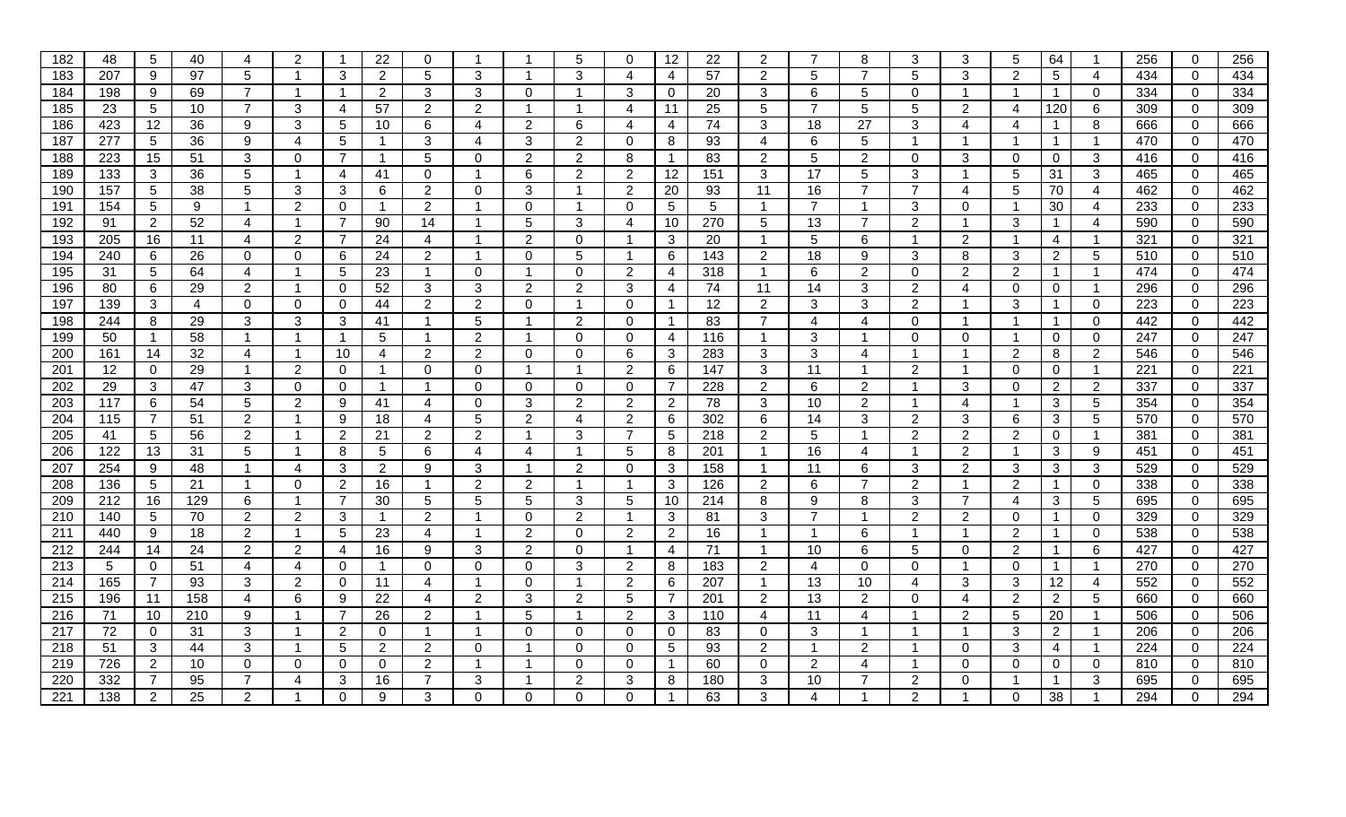| 182 | 48 | 5 | 40 | 4 | 2 | 1 | 22 | 0 | 1 | 1 | 5 | 0 | 12 | 22 | 2 | 7 | 8 | 3 | 3 | 5 | 64 | 1 | 256 | 0 | 256 |
|---|---|---|---|---|---|---|---|---|---|---|---|---|---|---|---|---|---|---|---|---|---|---|---|---|---|
| 183 | 207 | 9 | 97 | 5 | 1 | 3 | 2 | 5 | 3 | 1 | 3 | 4 | 4 | 57 | 2 | 5 | 7 | 5 | 3 | 2 | 5 | 4 | 434 | 0 | 434 |
| 184 | 198 | 9 | 69 | 7 | 1 | 1 | 2 | 3 | 3 | 0 | 1 | 3 | 0 | 20 | 3 | 6 | 5 | 0 | 1 | 1 | 1 | 0 | 334 | 0 | 334 |
| 185 | 23 | 5 | 10 | 7 | 3 | 4 | 57 | 2 | 2 | 1 | 1 | 4 | 11 | 25 | 5 | 7 | 5 | 5 | 2 | 4 | 120 | 6 | 309 | 0 | 309 |
| 186 | 423 | 12 | 36 | 9 | 3 | 5 | 10 | 6 | 4 | 2 | 6 | 4 | 4 | 74 | 3 | 18 | 27 | 3 | 4 | 4 | 1 | 8 | 666 | 0 | 666 |
| 187 | 277 | 5 | 36 | 9 | 4 | 5 | 1 | 3 | 4 | 3 | 2 | 0 | 8 | 93 | 4 | 6 | 5 | 1 | 1 | 1 | 1 | 1 | 470 | 0 | 470 |
| 188 | 223 | 15 | 51 | 3 | 0 | 7 | 1 | 5 | 0 | 2 | 2 | 8 | 1 | 83 | 2 | 5 | 2 | 0 | 3 | 0 | 0 | 3 | 416 | 0 | 416 |
| 189 | 133 | 3 | 36 | 5 | 1 | 4 | 41 | 0 | 1 | 6 | 2 | 2 | 12 | 151 | 3 | 17 | 5 | 3 | 1 | 5 | 31 | 3 | 465 | 0 | 465 |
| 190 | 157 | 5 | 38 | 5 | 3 | 3 | 6 | 2 | 0 | 3 | 1 | 2 | 20 | 93 | 11 | 16 | 7 | 7 | 4 | 5 | 70 | 4 | 462 | 0 | 462 |
| 191 | 154 | 5 | 9 | 1 | 2 | 0 | 1 | 2 | 1 | 0 | 1 | 0 | 5 | 5 | 1 | 7 | 1 | 3 | 0 | 1 | 30 | 4 | 233 | 0 | 233 |
| 192 | 91 | 2 | 52 | 4 | 1 | 7 | 90 | 14 | 1 | 5 | 3 | 4 | 10 | 270 | 5 | 13 | 7 | 2 | 1 | 3 | 1 | 4 | 590 | 0 | 590 |
| 193 | 205 | 16 | 11 | 4 | 2 | 7 | 24 | 4 | 1 | 2 | 0 | 1 | 3 | 20 | 1 | 5 | 6 | 1 | 2 | 1 | 4 | 1 | 321 | 0 | 321 |
| 194 | 240 | 6 | 26 | 0 | 0 | 6 | 24 | 2 | 1 | 0 | 5 | 1 | 6 | 143 | 2 | 18 | 9 | 3 | 8 | 3 | 2 | 5 | 510 | 0 | 510 |
| 195 | 31 | 5 | 64 | 4 | 1 | 5 | 23 | 1 | 0 | 1 | 0 | 2 | 4 | 318 | 1 | 6 | 2 | 0 | 2 | 2 | 1 | 1 | 474 | 0 | 474 |
| 196 | 80 | 6 | 29 | 2 | 1 | 0 | 52 | 3 | 3 | 2 | 2 | 3 | 4 | 74 | 11 | 14 | 3 | 2 | 4 | 0 | 0 | 1 | 296 | 0 | 296 |
| 197 | 139 | 3 | 4 | 0 | 0 | 0 | 44 | 2 | 2 | 0 | 1 | 0 | 1 | 12 | 2 | 3 | 3 | 2 | 1 | 3 | 1 | 0 | 223 | 0 | 223 |
| 198 | 244 | 8 | 29 | 3 | 3 | 3 | 41 | 1 | 5 | 1 | 2 | 0 | 1 | 83 | 7 | 4 | 4 | 0 | 1 | 1 | 1 | 0 | 442 | 0 | 442 |
| 199 | 50 | 1 | 58 | 1 | 1 | 1 | 5 | 1 | 2 | 1 | 0 | 0 | 4 | 116 | 1 | 3 | 1 | 0 | 0 | 1 | 0 | 0 | 247 | 0 | 247 |
| 200 | 161 | 14 | 32 | 4 | 1 | 10 | 4 | 2 | 2 | 0 | 0 | 6 | 3 | 283 | 3 | 3 | 4 | 1 | 1 | 2 | 8 | 2 | 546 | 0 | 546 |
| 201 | 12 | 0 | 29 | 1 | 2 | 0 | 1 | 0 | 0 | 1 | 1 | 2 | 6 | 147 | 3 | 11 | 1 | 2 | 1 | 0 | 0 | 1 | 221 | 0 | 221 |
| 202 | 29 | 3 | 47 | 3 | 0 | 0 | 1 | 1 | 0 | 0 | 0 | 0 | 7 | 228 | 2 | 6 | 2 | 1 | 3 | 0 | 2 | 2 | 337 | 0 | 337 |
| 203 | 117 | 6 | 54 | 5 | 2 | 9 | 41 | 4 | 0 | 3 | 2 | 2 | 2 | 78 | 3 | 10 | 2 | 1 | 4 | 1 | 3 | 5 | 354 | 0 | 354 |
| 204 | 115 | 7 | 51 | 2 | 1 | 9 | 18 | 4 | 5 | 2 | 4 | 2 | 6 | 302 | 6 | 14 | 3 | 2 | 3 | 6 | 3 | 5 | 570 | 0 | 570 |
| 205 | 41 | 5 | 56 | 2 | 1 | 2 | 21 | 2 | 2 | 1 | 3 | 7 | 5 | 218 | 2 | 5 | 1 | 2 | 2 | 2 | 0 | 1 | 381 | 0 | 381 |
| 206 | 122 | 13 | 31 | 5 | 1 | 8 | 5 | 6 | 4 | 4 | 1 | 5 | 8 | 201 | 1 | 16 | 4 | 1 | 2 | 1 | 3 | 9 | 451 | 0 | 451 |
| 207 | 254 | 9 | 48 | 1 | 4 | 3 | 2 | 9 | 3 | 1 | 2 | 0 | 3 | 158 | 1 | 11 | 6 | 3 | 2 | 3 | 3 | 3 | 529 | 0 | 529 |
| 208 | 136 | 5 | 21 | 1 | 0 | 2 | 16 | 1 | 2 | 2 | 1 | 1 | 3 | 126 | 2 | 6 | 7 | 2 | 1 | 2 | 1 | 0 | 338 | 0 | 338 |
| 209 | 212 | 16 | 129 | 6 | 1 | 7 | 30 | 5 | 5 | 5 | 3 | 5 | 10 | 214 | 8 | 9 | 8 | 3 | 7 | 4 | 3 | 5 | 695 | 0 | 695 |
| 210 | 140 | 5 | 70 | 2 | 2 | 3 | 1 | 2 | 1 | 0 | 2 | 1 | 3 | 81 | 3 | 7 | 1 | 2 | 2 | 0 | 1 | 0 | 329 | 0 | 329 |
| 211 | 440 | 9 | 18 | 2 | 1 | 5 | 23 | 4 | 1 | 2 | 0 | 2 | 2 | 16 | 1 | 1 | 6 | 1 | 1 | 2 | 1 | 0 | 538 | 0 | 538 |
| 212 | 244 | 14 | 24 | 2 | 2 | 4 | 16 | 9 | 3 | 2 | 0 | 1 | 4 | 71 | 1 | 10 | 6 | 5 | 0 | 2 | 1 | 6 | 427 | 0 | 427 |
| 213 | 5 | 0 | 51 | 4 | 4 | 0 | 1 | 0 | 0 | 0 | 3 | 2 | 8 | 183 | 2 | 4 | 0 | 0 | 1 | 0 | 1 | 1 | 270 | 0 | 270 |
| 214 | 165 | 7 | 93 | 3 | 2 | 0 | 11 | 4 | 1 | 0 | 1 | 2 | 6 | 207 | 1 | 13 | 10 | 4 | 3 | 3 | 12 | 4 | 552 | 0 | 552 |
| 215 | 196 | 11 | 158 | 4 | 6 | 9 | 22 | 4 | 2 | 3 | 2 | 5 | 7 | 201 | 2 | 13 | 2 | 0 | 4 | 2 | 2 | 5 | 660 | 0 | 660 |
| 216 | 71 | 10 | 210 | 9 | 1 | 7 | 26 | 2 | 1 | 5 | 1 | 2 | 3 | 110 | 4 | 11 | 4 | 1 | 2 | 5 | 20 | 1 | 506 | 0 | 506 |
| 217 | 72 | 0 | 31 | 3 | 1 | 2 | 0 | 1 | 1 | 0 | 0 | 0 | 0 | 83 | 0 | 3 | 1 | 1 | 1 | 3 | 2 | 1 | 206 | 0 | 206 |
| 218 | 51 | 3 | 44 | 3 | 1 | 5 | 2 | 2 | 0 | 1 | 0 | 0 | 5 | 93 | 2 | 1 | 2 | 1 | 0 | 3 | 4 | 1 | 224 | 0 | 224 |
| 219 | 726 | 2 | 10 | 0 | 0 | 0 | 0 | 2 | 1 | 1 | 0 | 0 | 1 | 60 | 0 | 2 | 4 | 1 | 0 | 0 | 0 | 0 | 810 | 0 | 810 |
| 220 | 332 | 7 | 95 | 7 | 4 | 3 | 16 | 7 | 3 | 1 | 2 | 3 | 8 | 180 | 3 | 10 | 7 | 2 | 0 | 1 | 1 | 3 | 695 | 0 | 695 |
| 221 | 138 | 2 | 25 | 2 | 1 | 0 | 9 | 3 | 0 | 0 | 0 | 0 | 1 | 63 | 3 | 4 | 1 | 2 | 1 | 0 | 38 | 1 | 294 | 0 | 294 |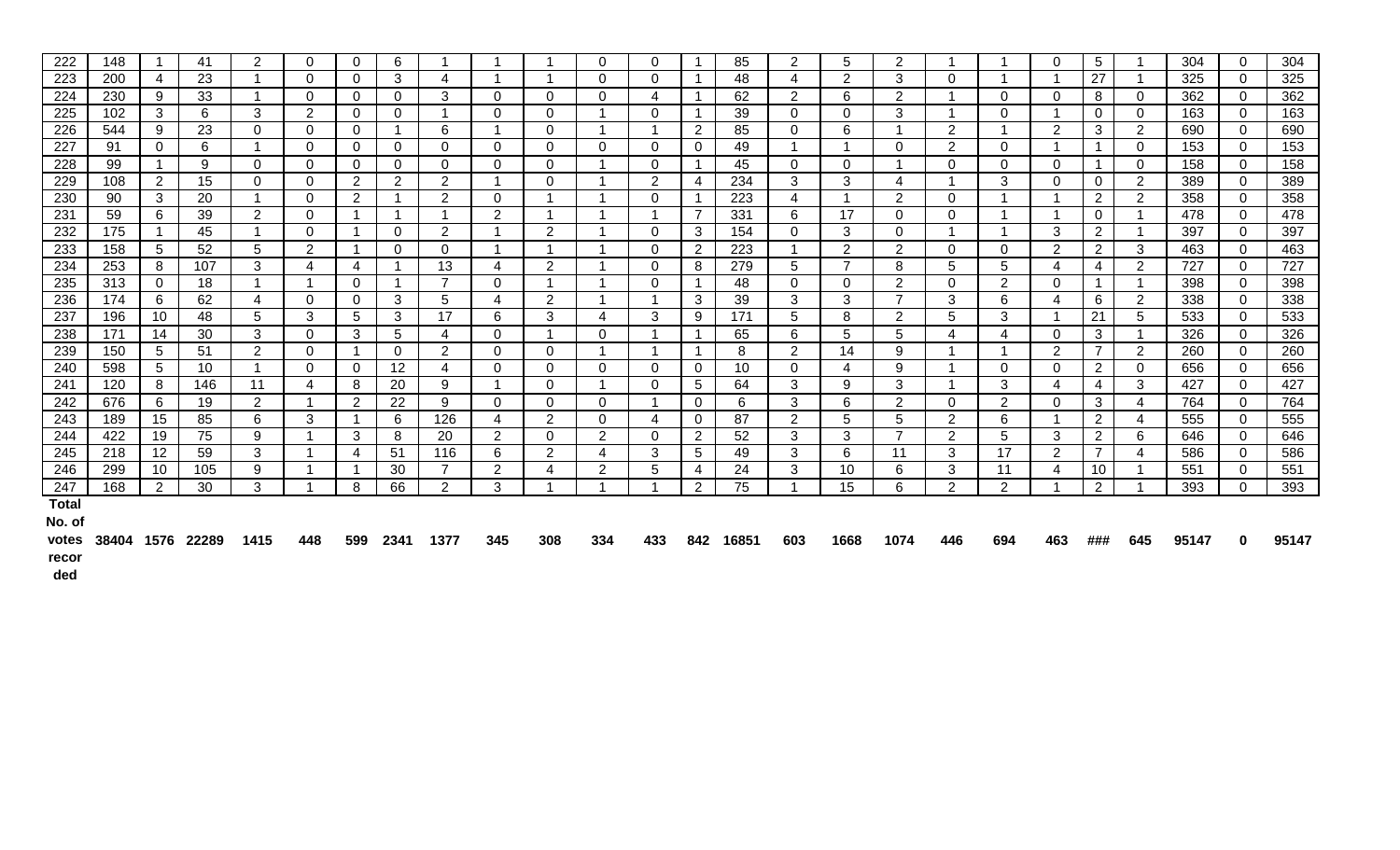| 222 | 148 | 1 | 41 | 2 | 0 | 0 | 6 | 1 | 1 | 1 | 0 | 0 | 1 | 85 | 2 | 5 | 2 | 1 | 1 | 0 | 5 | 1 | 304 | 0 | 304 |
|---|---|---|---|---|---|---|---|---|---|---|---|---|---|---|---|---|---|---|---|---|---|---|---|---|---|
| 223 | 200 | 4 | 23 | 1 | 0 | 0 | 3 | 4 | 1 | 1 | 0 | 0 | 1 | 48 | 4 | 2 | 3 | 0 | 1 | 1 | 27 | 1 | 325 | 0 | 325 |
| 224 | 230 | 9 | 33 | 1 | 0 | 0 | 0 | 3 | 0 | 0 | 0 | 4 | 1 | 62 | 2 | 6 | 2 | 1 | 0 | 0 | 8 | 0 | 362 | 0 | 362 |
| 225 | 102 | 3 | 6 | 3 | 2 | 0 | 0 | 1 | 0 | 0 | 1 | 0 | 1 | 39 | 0 | 0 | 3 | 1 | 0 | 1 | 0 | 0 | 163 | 0 | 163 |
| 226 | 544 | 9 | 23 | 0 | 0 | 0 | 1 | 6 | 1 | 0 | 1 | 1 | 2 | 85 | 0 | 6 | 1 | 2 | 1 | 2 | 3 | 2 | 690 | 0 | 690 |
| 227 | 91 | 0 | 6 | 1 | 0 | 0 | 0 | 0 | 0 | 0 | 0 | 0 | 0 | 49 | 1 | 1 | 0 | 2 | 0 | 1 | 1 | 0 | 153 | 0 | 153 |
| 228 | 99 | 1 | 9 | 0 | 0 | 0 | 0 | 0 | 0 | 0 | 1 | 0 | 1 | 45 | 0 | 0 | 1 | 0 | 0 | 0 | 1 | 0 | 158 | 0 | 158 |
| 229 | 108 | 2 | 15 | 0 | 0 | 2 | 2 | 2 | 1 | 0 | 1 | 2 | 4 | 234 | 3 | 3 | 4 | 1 | 3 | 0 | 0 | 2 | 389 | 0 | 389 |
| 230 | 90 | 3 | 20 | 1 | 0 | 2 | 1 | 2 | 0 | 1 | 1 | 0 | 1 | 223 | 4 | 1 | 2 | 0 | 1 | 1 | 2 | 2 | 358 | 0 | 358 |
| 231 | 59 | 6 | 39 | 2 | 0 | 1 | 1 | 1 | 2 | 1 | 1 | 1 | 7 | 331 | 6 | 17 | 0 | 0 | 1 | 1 | 0 | 1 | 478 | 0 | 478 |
| 232 | 175 | 1 | 45 | 1 | 0 | 1 | 0 | 2 | 1 | 2 | 1 | 0 | 3 | 154 | 0 | 3 | 0 | 1 | 1 | 3 | 2 | 1 | 397 | 0 | 397 |
| 233 | 158 | 5 | 52 | 5 | 2 | 1 | 0 | 0 | 1 | 1 | 1 | 0 | 2 | 223 | 1 | 2 | 2 | 0 | 0 | 2 | 2 | 3 | 463 | 0 | 463 |
| 234 | 253 | 8 | 107 | 3 | 4 | 4 | 1 | 13 | 4 | 2 | 1 | 0 | 8 | 279 | 5 | 7 | 8 | 5 | 5 | 4 | 4 | 2 | 727 | 0 | 727 |
| 235 | 313 | 0 | 18 | 1 | 1 | 0 | 1 | 7 | 0 | 1 | 1 | 0 | 1 | 48 | 0 | 0 | 2 | 0 | 2 | 0 | 1 | 1 | 398 | 0 | 398 |
| 236 | 174 | 6 | 62 | 4 | 0 | 0 | 3 | 5 | 4 | 2 | 1 | 1 | 3 | 39 | 3 | 3 | 7 | 3 | 6 | 4 | 6 | 2 | 338 | 0 | 338 |
| 237 | 196 | 10 | 48 | 5 | 3 | 5 | 3 | 17 | 6 | 3 | 4 | 3 | 9 | 171 | 5 | 8 | 2 | 5 | 3 | 1 | 21 | 5 | 533 | 0 | 533 |
| 238 | 171 | 14 | 30 | 3 | 0 | 3 | 5 | 4 | 0 | 1 | 0 | 1 | 1 | 65 | 6 | 5 | 5 | 4 | 4 | 0 | 3 | 1 | 326 | 0 | 326 |
| 239 | 150 | 5 | 51 | 2 | 0 | 1 | 0 | 2 | 0 | 0 | 1 | 1 | 1 | 8 | 2 | 14 | 9 | 1 | 1 | 2 | 7 | 2 | 260 | 0 | 260 |
| 240 | 598 | 5 | 10 | 1 | 0 | 0 | 12 | 4 | 0 | 0 | 0 | 0 | 0 | 10 | 0 | 4 | 9 | 1 | 0 | 0 | 2 | 0 | 656 | 0 | 656 |
| 241 | 120 | 8 | 146 | 11 | 4 | 8 | 20 | 9 | 1 | 0 | 1 | 0 | 5 | 64 | 3 | 9 | 3 | 1 | 3 | 4 | 4 | 3 | 427 | 0 | 427 |
| 242 | 676 | 6 | 19 | 2 | 1 | 2 | 22 | 9 | 0 | 0 | 0 | 1 | 0 | 6 | 3 | 6 | 2 | 0 | 2 | 0 | 3 | 4 | 764 | 0 | 764 |
| 243 | 189 | 15 | 85 | 6 | 3 | 1 | 6 | 126 | 4 | 2 | 0 | 4 | 0 | 87 | 2 | 5 | 5 | 2 | 6 | 1 | 2 | 4 | 555 | 0 | 555 |
| 244 | 422 | 19 | 75 | 9 | 1 | 3 | 8 | 20 | 2 | 0 | 2 | 0 | 2 | 52 | 3 | 3 | 7 | 2 | 5 | 3 | 2 | 6 | 646 | 0 | 646 |
| 245 | 218 | 12 | 59 | 3 | 1 | 4 | 51 | 116 | 6 | 2 | 4 | 3 | 5 | 49 | 3 | 6 | 11 | 3 | 17 | 2 | 7 | 4 | 586 | 0 | 586 |
| 246 | 299 | 10 | 105 | 9 | 1 | 1 | 30 | 7 | 2 | 4 | 2 | 5 | 4 | 24 | 3 | 10 | 6 | 3 | 11 | 4 | 10 | 1 | 551 | 0 | 551 |
| 247 | 168 | 2 | 30 | 3 | 1 | 8 | 66 | 2 | 3 | 1 | 1 | 1 | 2 | 75 | 1 | 15 | 6 | 2 | 2 | 1 | 2 | 1 | 393 | 0 | 393 |
| **Total No. of votes recorded** | **38404** | **1576** | **22289** | **1415** | **448** | **599** | **2341** | **1377** | **345** | **308** | **334** | **433** | **842** | **16851** | **603** | **1668** | **1074** | **446** | **694** | **463** | **###** | **645** | **95147** | **0** | **95147** |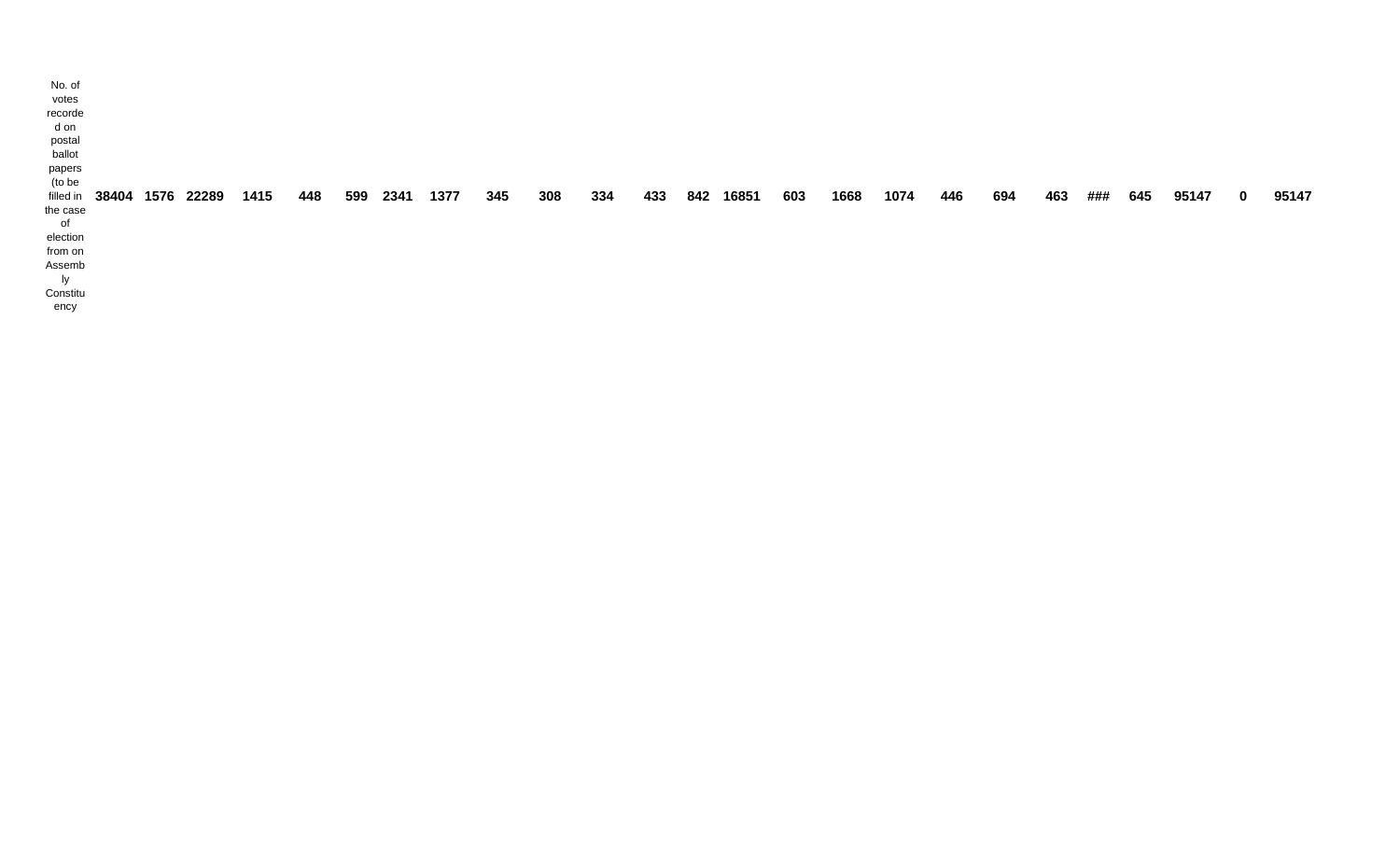| | | | | | | | | | | | | | | | | | | | | | | | | | |
|---|---|---|---|---|---|---|---|---|---|---|---|---|---|---|---|---|---|---|---|---|---|---|---|---|---|
| No. of votes recorded on postal ballot papers (to be filled in the case of election from on Assembly Constituency | **38404** | **1576** | **22289** | **1415** | **448** | **599** | **2341** | **1377** | **345** | **308** | **334** | **433** | **842** | **16851** | **603** | **1668** | **1074** | **446** | **694** | **463** | **###** | **645** | **95147** | **0** | **95147** |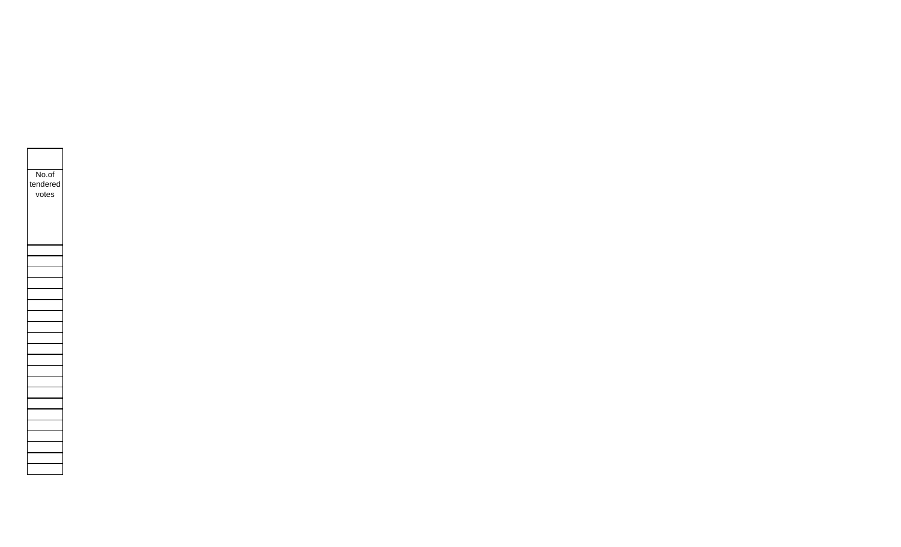| No.of tendered votes |
| --- |
| |
| |
| |
| |
| |
| |
| |
| |
| |
| |
| |
| |
| |
| |
| |
| |
| |
| |
| |
| |
| |